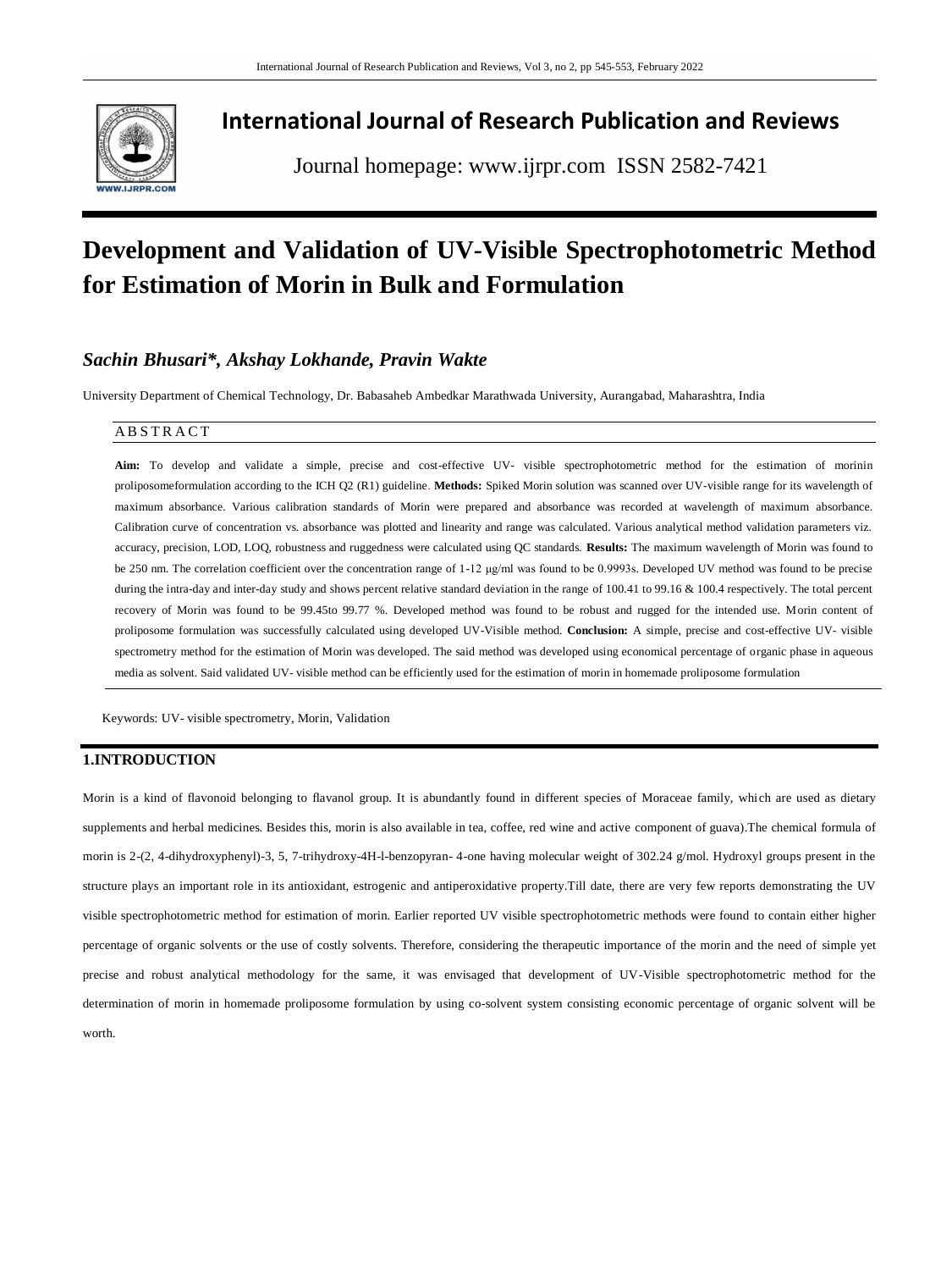# International Journal of Research Publication and Reviews

Journal homepage: www.ijrpr.com ISSN 2582-7421

# Development and Validation of UV-Visible Spectrophotometric Method for Estimation of Morin in Bulk and Formulation

***Sachin Bhusari\*, Akshay Lokhande, Pravin Wakte***

University Department of Chemical Technology, Dr. Babasaheb Ambedkar Marathwada University, Aurangabad, Maharashtra, India

## ABSTRACT

**Aim:** To develop and validate a simple, precise and cost-effective UV- visible spectrophotometric method for the estimation of morinin proliposomeformulation according to the ICH Q2 (R1) guideline. **Methods:** Spiked Morin solution was scanned over UV-visible range for its wavelength of maximum absorbance. Various calibration standards of Morin were prepared and absorbance was recorded at wavelength of maximum absorbance. Calibration curve of concentration vs. absorbance was plotted and linearity and range was calculated. Various analytical method validation parameters viz. accuracy, precision, LOD, LOQ, robustness and ruggedness were calculated using QC standards. **Results:** The maximum wavelength of Morin was found to be 250 nm. The correlation coefficient over the concentration range of 1-12 µg/ml was found to be 0.9993s. Developed UV method was found to be precise during the intra-day and inter-day study and shows percent relative standard deviation in the range of 100.41 to 99.16 & 100.4 respectively. The total percent recovery of Morin was found to be 99.45to 99.77 %. Developed method was found to be robust and rugged for the intended use. Morin content of proliposome formulation was successfully calculated using developed UV-Visible method. **Conclusion:** A simple, precise and cost-effective UV- visible spectrometry method for the estimation of Morin was developed. The said method was developed using economical percentage of organic phase in aqueous media as solvent. Said validated UV- visible method can be efficiently used for the estimation of morin in homemade proliposome formulation

Keywords: UV- visible spectrometry, Morin, Validation

## 1.INTRODUCTION

Morin is a kind of flavonoid belonging to flavanol group. It is abundantly found in different species of Moraceae family, which are used as dietary supplements and herbal medicines. Besides this, morin is also available in tea, coffee, red wine and active component of guava).The chemical formula of morin is 2-(2, 4-dihydroxyphenyl)-3, 5, 7-trihydroxy-4H-l-benzopyran- 4-one having molecular weight of 302.24 g/mol. Hydroxyl groups present in the structure plays an important role in its antioxidant, estrogenic and antiperoxidative property.Till date, there are very few reports demonstrating the UV visible spectrophotometric method for estimation of morin. Earlier reported UV visible spectrophotometric methods were found to contain either higher percentage of organic solvents or the use of costly solvents. Therefore, considering the therapeutic importance of the morin and the need of simple yet precise and robust analytical methodology for the same, it was envisaged that development of UV-Visible spectrophotometric method for the determination of morin in homemade proliposome formulation by using co-solvent system consisting economic percentage of organic solvent will be worth.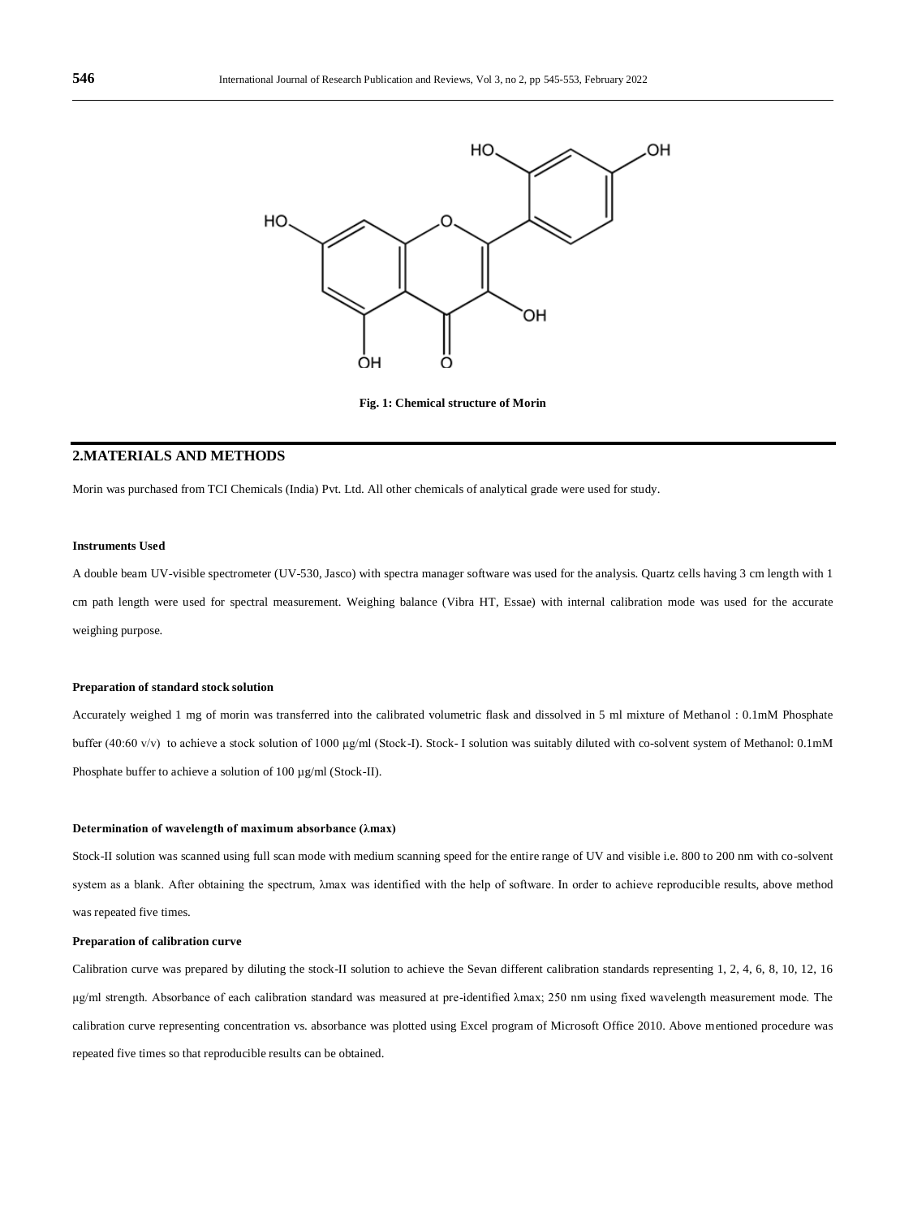Fig. 1: Chemical structure of Morin

## 2.MATERIALS AND METHODS

Morin was purchased from TCI Chemicals (India) Pvt. Ltd. All other chemicals of analytical grade were used for study.

#### Instruments Used

A double beam UV-visible spectrometer (UV-530, Jasco) with spectra manager software was used for the analysis. Quartz cells having 3 cm length with 1 cm path length were used for spectral measurement. Weighing balance (Vibra HT, Essae) with internal calibration mode was used for the accurate weighing purpose.

#### Preparation of standard stock solution

Accurately weighed 1 mg of morin was transferred into the calibrated volumetric flask and dissolved in 5 ml mixture of Methanol : 0.1mM Phosphate buffer (40:60 v/v) to achieve a stock solution of 1000 µg/ml (Stock-I). Stock- I solution was suitably diluted with co-solvent system of Methanol: 0.1mM Phosphate buffer to achieve a solution of 100 µg/ml (Stock-II).

#### Determination of wavelength of maximum absorbance (λmax)

Stock-II solution was scanned using full scan mode with medium scanning speed for the entire range of UV and visible i.e. 800 to 200 nm with co-solvent system as a blank. After obtaining the spectrum, λmax was identified with the help of software. In order to achieve reproducible results, above method was repeated five times.

#### Preparation of calibration curve

Calibration curve was prepared by diluting the stock-II solution to achieve the Sevan different calibration standards representing 1, 2, 4, 6, 8, 10, 12, 16 µg/ml strength. Absorbance of each calibration standard was measured at pre-identified λmax; 250 nm using fixed wavelength measurement mode. The calibration curve representing concentration vs. absorbance was plotted using Excel program of Microsoft Office 2010. Above mentioned procedure was repeated five times so that reproducible results can be obtained.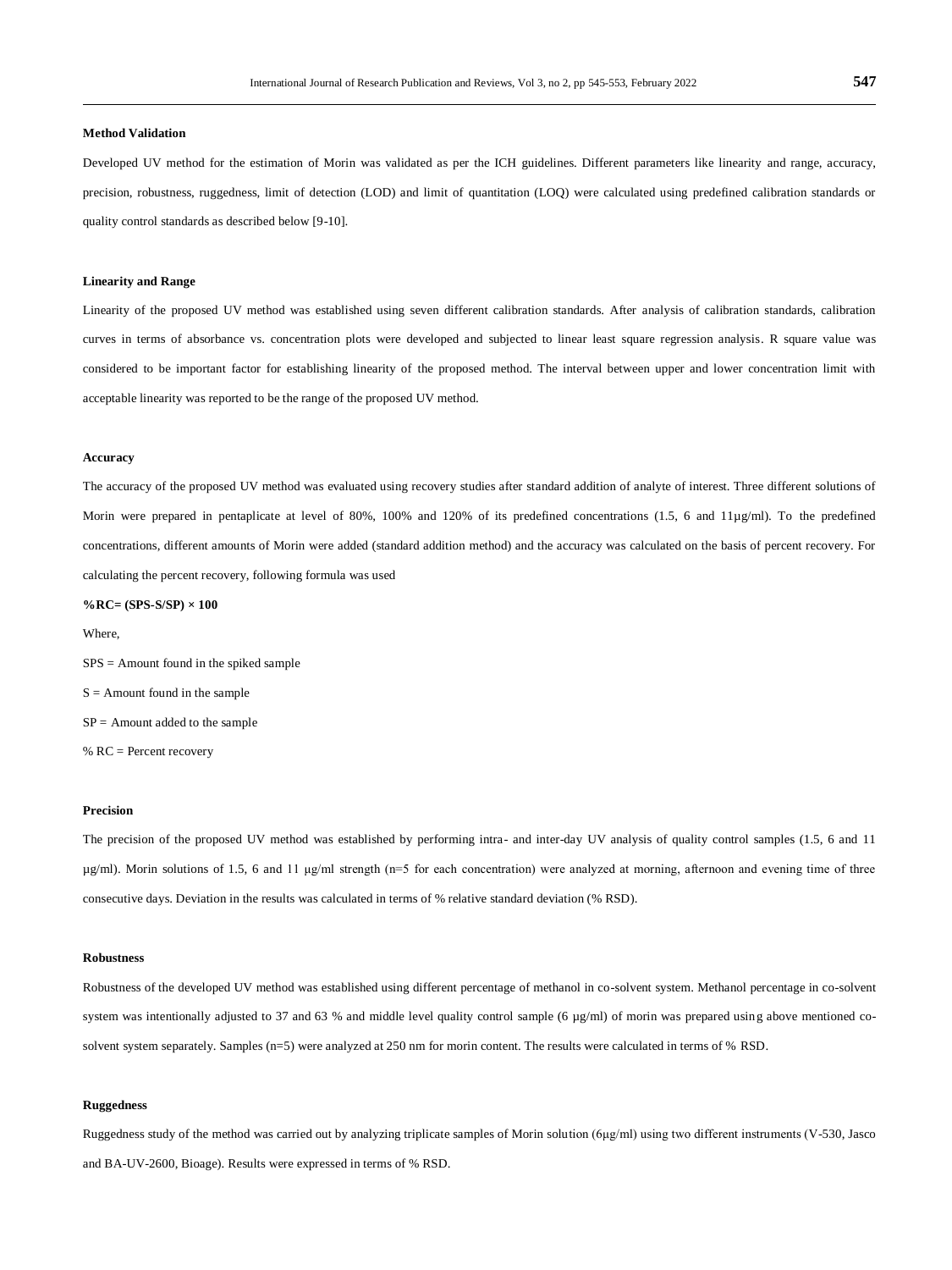### Method Validation

Developed UV method for the estimation of Morin was validated as per the ICH guidelines. Different parameters like linearity and range, accuracy, precision, robustness, ruggedness, limit of detection (LOD) and limit of quantitation (LOQ) were calculated using predefined calibration standards or quality control standards as described below [9-10].

### Linearity and Range

Linearity of the proposed UV method was established using seven different calibration standards. After analysis of calibration standards, calibration curves in terms of absorbance vs. concentration plots were developed and subjected to linear least square regression analysis. R square value was considered to be important factor for establishing linearity of the proposed method. The interval between upper and lower concentration limit with acceptable linearity was reported to be the range of the proposed UV method.

### Accuracy

The accuracy of the proposed UV method was evaluated using recovery studies after standard addition of analyte of interest. Three different solutions of Morin were prepared in pentaplicate at level of 80%, 100% and 120% of its predefined concentrations (1.5, 6 and 11µg/ml). To the predefined concentrations, different amounts of Morin were added (standard addition method) and the accuracy was calculated on the basis of percent recovery. For calculating the percent recovery, following formula was used

**%RC= (SPS-S/SP) × 100**

Where,

SPS = Amount found in the spiked sample

S = Amount found in the sample

SP = Amount added to the sample

% RC = Percent recovery

### Precision

The precision of the proposed UV method was established by performing intra- and inter-day UV analysis of quality control samples (1.5, 6 and 11 µg/ml). Morin solutions of 1.5, 6 and 11 µg/ml strength (n=5 for each concentration) were analyzed at morning, afternoon and evening time of three consecutive days. Deviation in the results was calculated in terms of % relative standard deviation (% RSD).

### Robustness

Robustness of the developed UV method was established using different percentage of methanol in co-solvent system. Methanol percentage in co-solvent system was intentionally adjusted to 37 and 63 % and middle level quality control sample (6 µg/ml) of morin was prepared using above mentioned co-solvent system separately. Samples (n=5) were analyzed at 250 nm for morin content. The results were calculated in terms of % RSD.

### Ruggedness

Ruggedness study of the method was carried out by analyzing triplicate samples of Morin solution (6µg/ml) using two different instruments (V-530, Jasco and BA-UV-2600, Bioage). Results were expressed in terms of % RSD.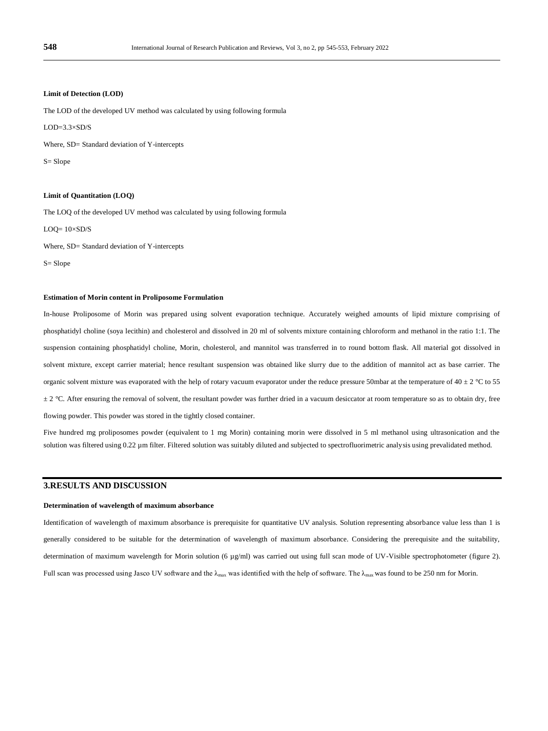#### Limit of Detection (LOD)

The LOD of the developed UV method was calculated by using following formula

LOD=3.3×SD/S

Where, SD= Standard deviation of Y-intercepts

S= Slope

#### Limit of Quantitation (LOQ)

The LOQ of the developed UV method was calculated by using following formula

LOQ= 10×SD/S

Where, SD= Standard deviation of Y-intercepts

S= Slope

#### Estimation of Morin content in Proliposome Formulation

In-house Proliposome of Morin was prepared using solvent evaporation technique. Accurately weighed amounts of lipid mixture comprising of phosphatidyl choline (soya lecithin) and cholesterol and dissolved in 20 ml of solvents mixture containing chloroform and methanol in the ratio 1:1. The suspension containing phosphatidyl choline, Morin, cholesterol, and mannitol was transferred in to round bottom flask. All material got dissolved in solvent mixture, except carrier material; hence resultant suspension was obtained like slurry due to the addition of mannitol act as base carrier. The organic solvent mixture was evaporated with the help of rotary vacuum evaporator under the reduce pressure 50mbar at the temperature of 40 ± 2 °C to 55 ± 2 °C. After ensuring the removal of solvent, the resultant powder was further dried in a vacuum desiccator at room temperature so as to obtain dry, free flowing powder. This powder was stored in the tightly closed container.

Five hundred mg proliposomes powder (equivalent to 1 mg Morin) containing morin were dissolved in 5 ml methanol using ultrasonication and the solution was filtered using 0.22 µm filter. Filtered solution was suitably diluted and subjected to spectrofluorimetric analysis using prevalidated method.

## 3.RESULTS AND DISCUSSION

#### Determination of wavelength of maximum absorbance

Identification of wavelength of maximum absorbance is prerequisite for quantitative UV analysis. Solution representing absorbance value less than 1 is generally considered to be suitable for the determination of wavelength of maximum absorbance. Considering the prerequisite and the suitability, determination of maximum wavelength for Morin solution (6 µg/ml) was carried out using full scan mode of UV-Visible spectrophotometer (figure 2). Full scan was processed using Jasco UV software and the $\lambda_{max}$ was identified with the help of software. The $\lambda_{max}$ was found to be 250 nm for Morin.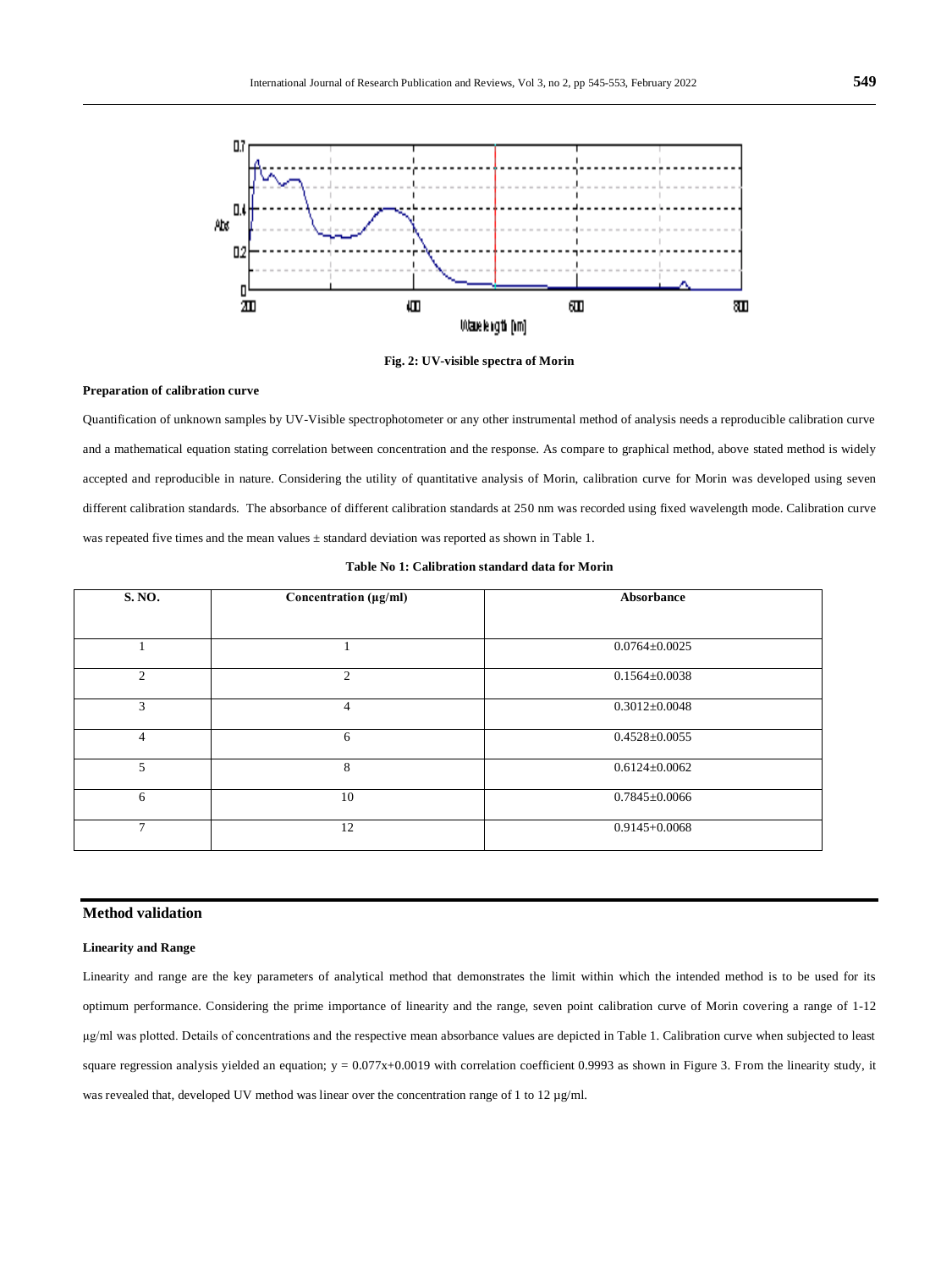**Fig. 2: UV-visible spectra of Morin**

**Preparation of calibration curve**

Quantification of unknown samples by UV-Visible spectrophotometer or any other instrumental method of analysis needs a reproducible calibration curve and a mathematical equation stating correlation between concentration and the response. As compare to graphical method, above stated method is widely accepted and reproducible in nature. Considering the utility of quantitative analysis of Morin, calibration curve for Morin was developed using seven different calibration standards. The absorbance of different calibration standards at 250 nm was recorded using fixed wavelength mode. Calibration curve was repeated five times and the mean values ± standard deviation was reported as shown in Table 1.

**Table No 1: Calibration standard data for Morin**

| S. NO. | Concentration (µg/ml) | Absorbance |
|---|---|---|
| 1 | 1 | 0.0764±0.0025 |
| 2 | 2 | 0.1564±0.0038 |
| 3 | 4 | 0.3012±0.0048 |
| 4 | 6 | 0.4528±0.0055 |
| 5 | 8 | 0.6124±0.0062 |
| 6 | 10 | 0.7845±0.0066 |
| 7 | 12 | 0.9145+0.0068 |

## Method validation

### Linearity and Range

Linearity and range are the key parameters of analytical method that demonstrates the limit within which the intended method is to be used for its optimum performance. Considering the prime importance of linearity and the range, seven point calibration curve of Morin covering a range of 1-12 µg/ml was plotted. Details of concentrations and the respective mean absorbance values are depicted in Table 1. Calibration curve when subjected to least square regression analysis yielded an equation; $y = 0.077x+0.0019$ with correlation coefficient 0.9993 as shown in Figure 3. From the linearity study, it was revealed that, developed UV method was linear over the concentration range of 1 to 12 µg/ml.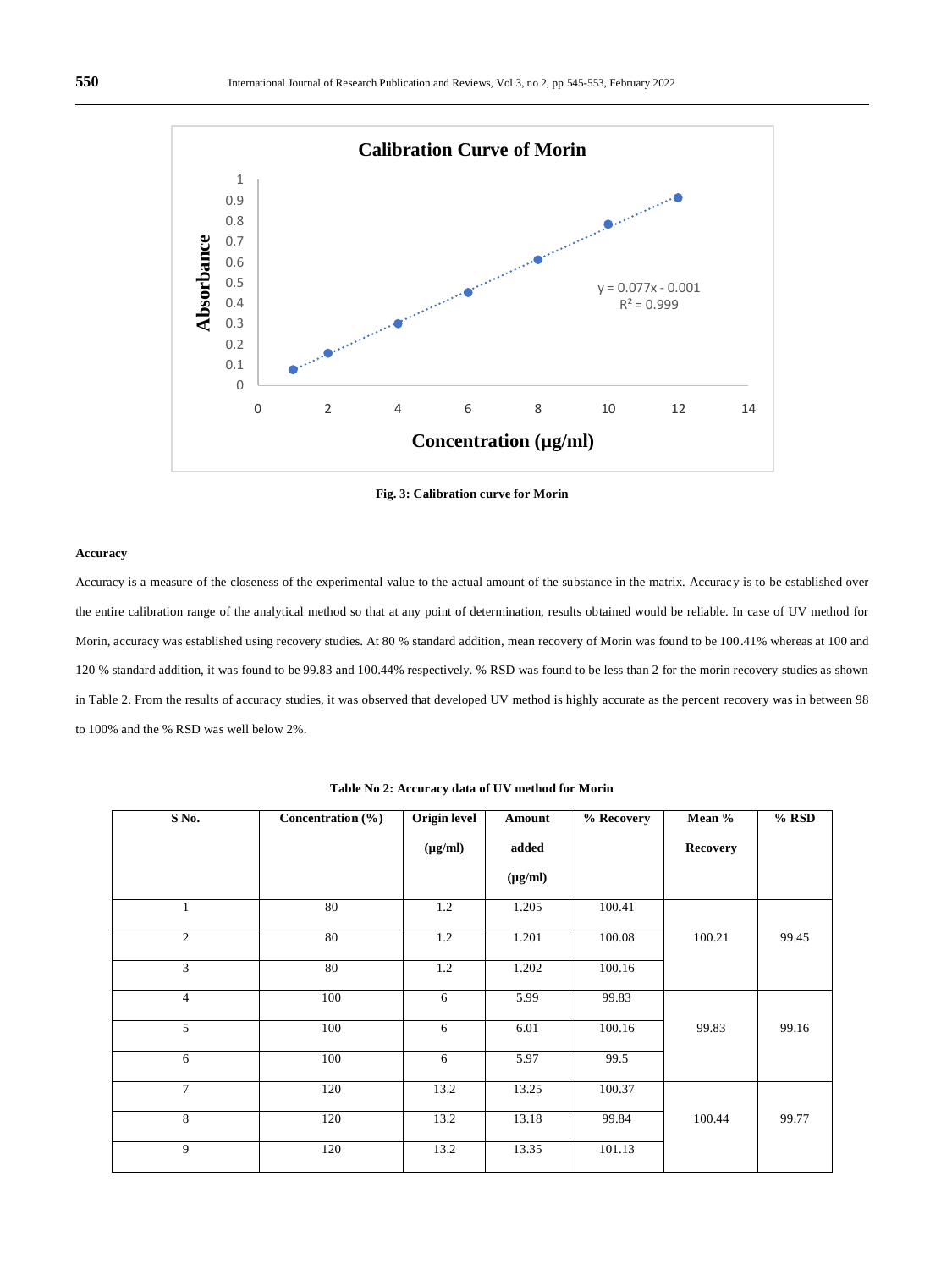Fig. 3: Calibration curve for Morin

**Accuracy**

Accuracy is a measure of the closeness of the experimental value to the actual amount of the substance in the matrix. Accuracy is to be established over the entire calibration range of the analytical method so that at any point of determination, results obtained would be reliable. In case of UV method for Morin, accuracy was established using recovery studies. At 80 % standard addition, mean recovery of Morin was found to be 100.41% whereas at 100 and 120 % standard addition, it was found to be 99.83 and 100.44% respectively. % RSD was found to be less than 2 for the morin recovery studies as shown in Table 2. From the results of accuracy studies, it was observed that developed UV method is highly accurate as the percent recovery was in between 98 to 100% and the % RSD was well below 2%.

**Table No 2: Accuracy data of UV method for Morin**

| S No. | Concentration (%) | Origin level (µg/ml) | Amount added (µg/ml) | % Recovery | Mean % Recovery | % RSD |
|---|---|---|---|---|---|---|
| 1 | 80 | 1.2 | 1.205 | 100.41 | 100.21 | 99.45 |
| 2 | 80 | 1.2 | 1.201 | 100.08 | | |
| 3 | 80 | 1.2 | 1.202 | 100.16 | | |
| 4 | 100 | 6 | 5.99 | 99.83 | 99.83 | 99.16 |
| 5 | 100 | 6 | 6.01 | 100.16 | | |
| 6 | 100 | 6 | 5.97 | 99.5 | | |
| 7 | 120 | 13.2 | 13.25 | 100.37 | 100.44 | 99.77 |
| 8 | 120 | 13.2 | 13.18 | 99.84 | | |
| 9 | 120 | 13.2 | 13.35 | 101.13 | | |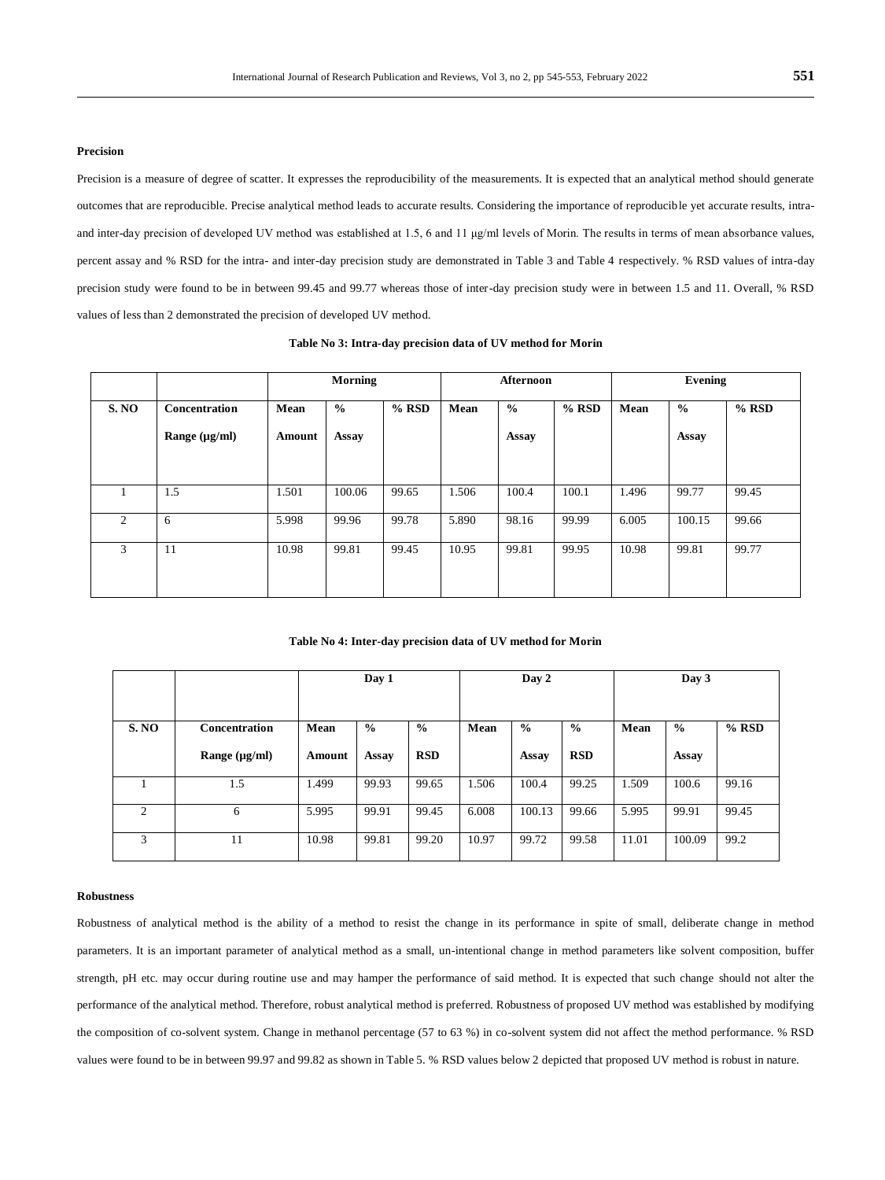**Precision**

Precision is a measure of degree of scatter. It expresses the reproducibility of the measurements. It is expected that an analytical method should generate outcomes that are reproducible. Precise analytical method leads to accurate results. Considering the importance of reproducible yet accurate results, intra- and inter-day precision of developed UV method was established at 1.5, 6 and 11 μg/ml levels of Morin. The results in terms of mean absorbance values, percent assay and % RSD for the intra- and inter-day precision study are demonstrated in Table 3 and Table 4 respectively. % RSD values of intra-day precision study were found to be in between 99.45 and 99.77 whereas those of inter-day precision study were in between 1.5 and 11. Overall, % RSD values of less than 2 demonstrated the precision of developed UV method.

**Table No 3: Intra-day precision data of UV method for Morin**

| | | Morning | | | Afternoon | | | Evening | | |
|---|---|---|---|---|---|---|---|---|---|---|
| S. NO | Concentration Range (μg/ml) | Mean Amount | % Assay | % RSD | Mean | % Assay | % RSD | Mean | % Assay | % RSD |
| 1 | 1.5 | 1.501 | 100.06 | 99.65 | 1.506 | 100.4 | 100.1 | 1.496 | 99.77 | 99.45 |
| 2 | 6 | 5.998 | 99.96 | 99.78 | 5.890 | 98.16 | 99.99 | 6.005 | 100.15 | 99.66 |
| 3 | 11 | 10.98 | 99.81 | 99.45 | 10.95 | 99.81 | 99.95 | 10.98 | 99.81 | 99.77 |

**Table No 4: Inter-day precision data of UV method for Morin**

| | | Day 1 | | | Day 2 | | | Day 3 | | |
|---|---|---|---|---|---|---|---|---|---|---|
| S. NO | Concentration Range (μg/ml) | Mean Amount | % Assay | % RSD | Mean | % Assay | % RSD | Mean | % Assay | % RSD |
| 1 | 1.5 | 1.499 | 99.93 | 99.65 | 1.506 | 100.4 | 99.25 | 1.509 | 100.6 | 99.16 |
| 2 | 6 | 5.995 | 99.91 | 99.45 | 6.008 | 100.13 | 99.66 | 5.995 | 99.91 | 99.45 |
| 3 | 11 | 10.98 | 99.81 | 99.20 | 10.97 | 99.72 | 99.58 | 11.01 | 100.09 | 99.2 |

**Robustness**

Robustness of analytical method is the ability of a method to resist the change in its performance in spite of small, deliberate change in method parameters. It is an important parameter of analytical method as a small, un-intentional change in method parameters like solvent composition, buffer strength, pH etc. may occur during routine use and may hamper the performance of said method. It is expected that such change should not alter the performance of the analytical method. Therefore, robust analytical method is preferred. Robustness of proposed UV method was established by modifying the composition of co-solvent system. Change in methanol percentage (57 to 63 %) in co-solvent system did not affect the method performance. % RSD values were found to be in between 99.97 and 99.82 as shown in Table 5. % RSD values below 2 depicted that proposed UV method is robust in nature.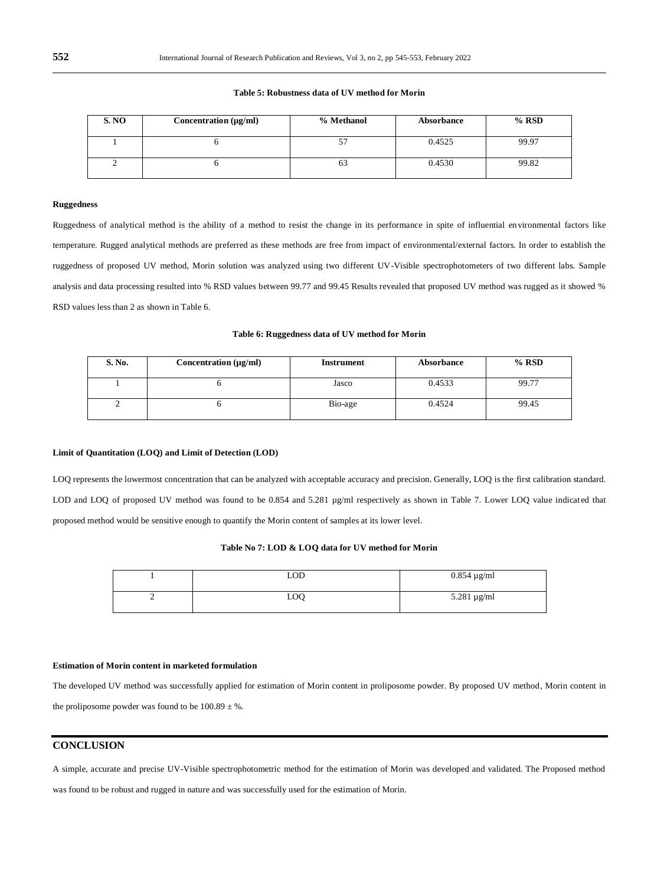**Table 5: Robustness data of UV method for Morin**

| S. NO | Concentration (µg/ml) | % Methanol | Absorbance | % RSD |
|---|---|---|---|---|
| 1 | 6 | 57 | 0.4525 | 99.97 |
| 2 | 6 | 63 | 0.4530 | 99.82 |

**Ruggedness**

Ruggedness of analytical method is the ability of a method to resist the change in its performance in spite of influential environmental factors like temperature. Rugged analytical methods are preferred as these methods are free from impact of environmental/external factors. In order to establish the ruggedness of proposed UV method, Morin solution was analyzed using two different UV-Visible spectrophotometers of two different labs. Sample analysis and data processing resulted into % RSD values between 99.77 and 99.45 Results revealed that proposed UV method was rugged as it showed % RSD values less than 2 as shown in Table 6.

**Table 6: Ruggedness data of UV method for Morin**

| S. No. | Concentration (µg/ml) | Instrument | Absorbance | % RSD |
|---|---|---|---|---|
| 1 | 6 | Jasco | 0.4533 | 99.77 |
| 2 | 6 | Bio-age | 0.4524 | 99.45 |

**Limit of Quantitation (LOQ) and Limit of Detection (LOD)**

LOQ represents the lowermost concentration that can be analyzed with acceptable accuracy and precision. Generally, LOQ is the first calibration standard. LOD and LOQ of proposed UV method was found to be 0.854 and 5.281 µg/ml respectively as shown in Table 7. Lower LOQ value indicated that proposed method would be sensitive enough to quantify the Morin content of samples at its lower level.

**Table No 7: LOD & LOQ data for UV method for Morin**

| | | |
|---|---|---|
| 1 | LOD | 0.854 µg/ml |
| 2 | LOQ | 5.281 µg/ml |

**Estimation of Morin content in marketed formulation**

The developed UV method was successfully applied for estimation of Morin content in proliposome powder. By proposed UV method, Morin content in the proliposome powder was found to be 100.89 ± %.

## CONCLUSION

A simple, accurate and precise UV-Visible spectrophotometric method for the estimation of Morin was developed and validated. The Proposed method was found to be robust and rugged in nature and was successfully used for the estimation of Morin.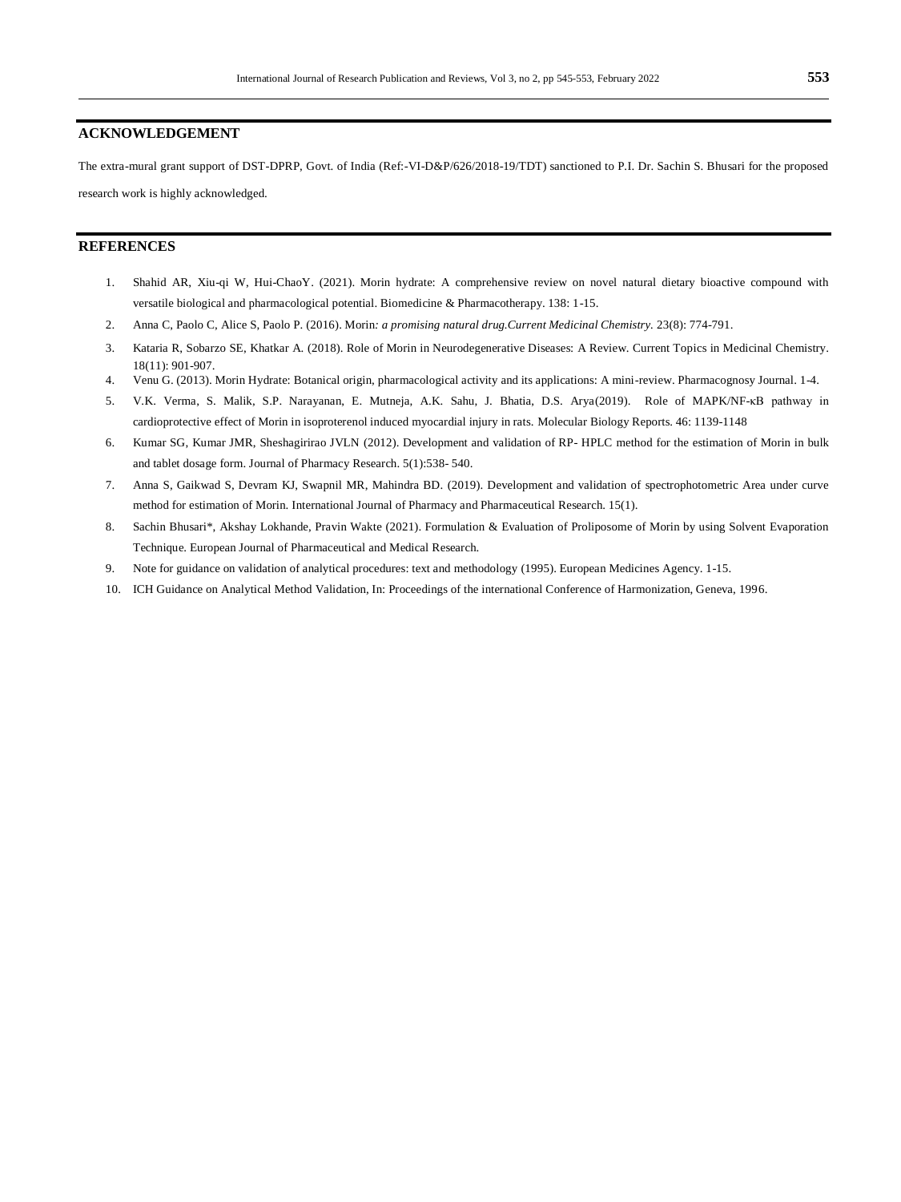## ACKNOWLEDGEMENT

The extra-mural grant support of DST-DPRP, Govt. of India (Ref:-VI-D&P/626/2018-19/TDT) sanctioned to P.I. Dr. Sachin S. Bhusari for the proposed research work is highly acknowledged.

## REFERENCES

1. Shahid AR, Xiu-qi W, Hui-ChaoY. (2021). Morin hydrate: A comprehensive review on novel natural dietary bioactive compound with versatile biological and pharmacological potential. Biomedicine & Pharmacotherapy. 138: 1-15.
2. Anna C, Paolo C, Alice S, Paolo P. (2016). Morin*: a promising natural drug.Current Medicinal Chemistry.* 23(8): 774-791.
3. Kataria R, Sobarzo SE, Khatkar A. (2018). Role of Morin in Neurodegenerative Diseases: A Review. Current Topics in Medicinal Chemistry. 18(11): 901-907.
4. Venu G. (2013). Morin Hydrate: Botanical origin, pharmacological activity and its applications: A mini-review. Pharmacognosy Journal. 1-4.
5. V.K. Verma, S. Malik, S.P. Narayanan, E. Mutneja, A.K. Sahu, J. Bhatia, D.S. Arya(2019). Role of MAPK/NF-κB pathway in cardioprotective effect of Morin in isoproterenol induced myocardial injury in rats. Molecular Biology Reports. 46: 1139-1148
6. Kumar SG, Kumar JMR, Sheshagirirao JVLN (2012). Development and validation of RP- HPLC method for the estimation of Morin in bulk and tablet dosage form. Journal of Pharmacy Research. 5(1):538- 540.
7. Anna S, Gaikwad S, Devram KJ, Swapnil MR, Mahindra BD. (2019). Development and validation of spectrophotometric Area under curve method for estimation of Morin. International Journal of Pharmacy and Pharmaceutical Research. 15(1).
8. Sachin Bhusari*, Akshay Lokhande, Pravin Wakte (2021). Formulation & Evaluation of Proliposome of Morin by using Solvent Evaporation Technique. European Journal of Pharmaceutical and Medical Research.
9. Note for guidance on validation of analytical procedures: text and methodology (1995). European Medicines Agency. 1-15.
10. ICH Guidance on Analytical Method Validation, In: Proceedings of the international Conference of Harmonization, Geneva, 1996.